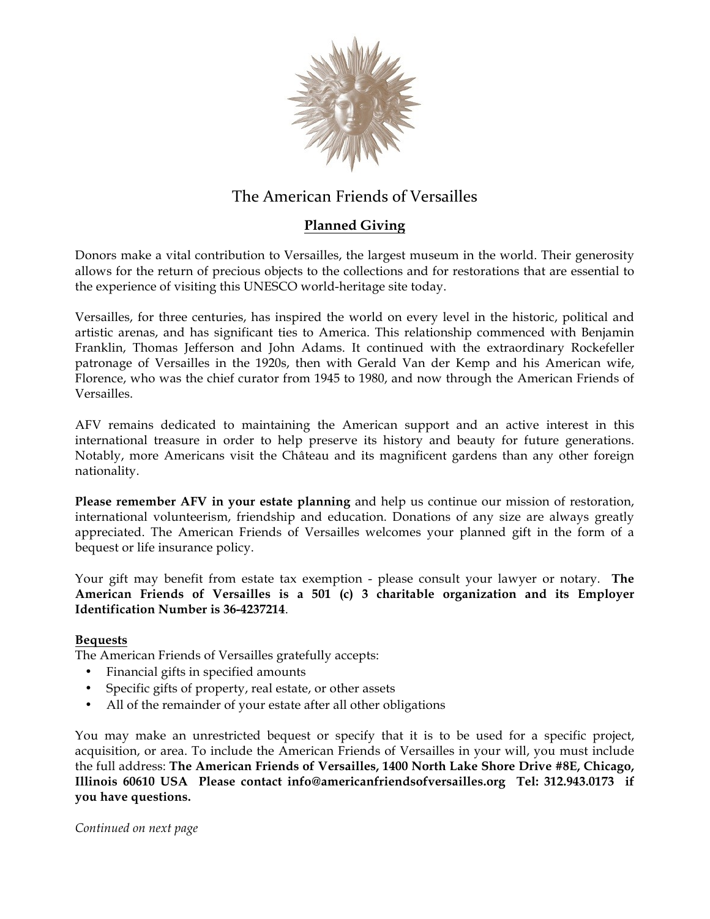# The American Friends of Versailles

## Planned Giving

Donors make a vital contribution to Versailles, the largest museum in the world. Their generosity allows for the return of precious objects to the collections and for restorations that are essential to the experience of visiting this UNESCO world-heritage site today.

Versailles, for three centuries, has inspired the world on every level in the historic, political and artistic arenas, and has significant ties to America. This relationship commenced with Benjamin Franklin, Thomas Jefferson and John Adams. It continued with the extraordinary Rockefeller patronage of Versailles in the 1920s, then with Gerald Van der Kemp and his American wife, Florence, who was the chief curator from 1945 to 1980, and now through the American Friends of Versailles.

AFV remains dedicated to maintaining the American support and an active interest in this international treasure in order to help preserve its history and beauty for future generations. Notably, more Americans visit the Château and its magnificent gardens than any other foreign nationality.

**Please remember AFV in your estate planning** and help us continue our mission of restoration, international volunteerism, friendship and education. Donations of any size are always greatly appreciated. The American Friends of Versailles welcomes your planned gift in the form of a bequest or life insurance policy.

Your gift may benefit from estate tax exemption - please consult your lawyer or notary. **The American Friends of Versailles is a 501 (c) 3 charitable organization and its Employer Identification Number is 36-4237214**.

### Bequests

The American Friends of Versailles gratefully accepts:

- Financial gifts in specified amounts
- Specific gifts of property, real estate, or other assets
- All of the remainder of your estate after all other obligations

You may make an unrestricted bequest or specify that it is to be used for a specific project, acquisition, or area. To include the American Friends of Versailles in your will, you must include the full address: **The American Friends of Versailles, 1400 North Lake Shore Drive #8E, Chicago, Illinois 60610 USA Please contact info@americanfriendsofversailles.org Tel: 312.943.0173 if you have questions.**

*Continued on next page*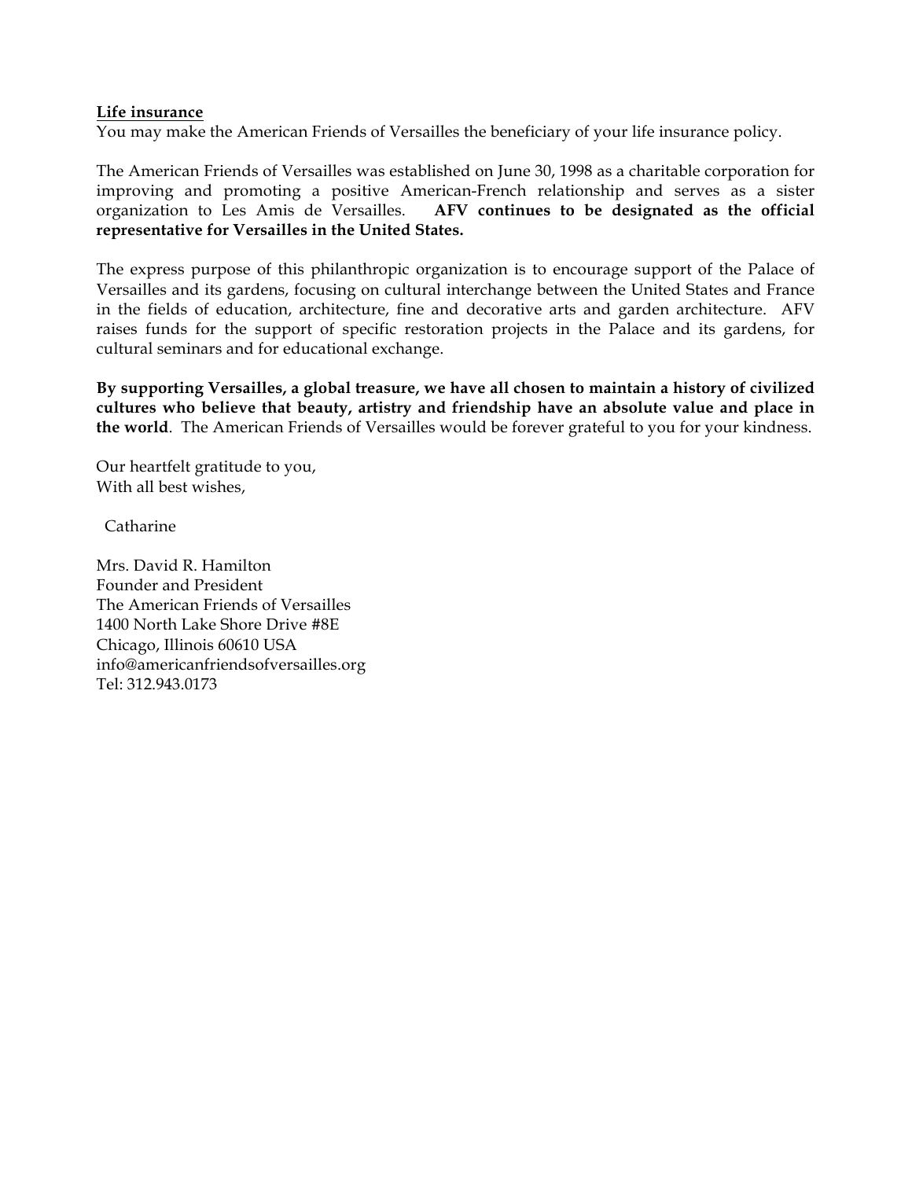**<u>Life insurance</u>**
You may make the American Friends of Versailles the beneficiary of your life insurance policy.

The American Friends of Versailles was established on June 30, 1998 as a charitable corporation for improving and promoting a positive American-French relationship and serves as a sister organization to Les Amis de Versailles. **AFV continues to be designated as the official representative for Versailles in the United States.**

The express purpose of this philanthropic organization is to encourage support of the Palace of Versailles and its gardens, focusing on cultural interchange between the United States and France in the fields of education, architecture, fine and decorative arts and garden architecture. AFV raises funds for the support of specific restoration projects in the Palace and its gardens, for cultural seminars and for educational exchange.

**By supporting Versailles, a global treasure, we have all chosen to maintain a history of civilized cultures who believe that beauty, artistry and friendship have an absolute value and place in the world**. The American Friends of Versailles would be forever grateful to you for your kindness.

Our heartfelt gratitude to you,
With all best wishes,

Catharine

Mrs. David R. Hamilton
Founder and President
The American Friends of Versailles
1400 North Lake Shore Drive #8E
Chicago, Illinois 60610 USA
info@americanfriendsofversailles.org
Tel: 312.943.0173